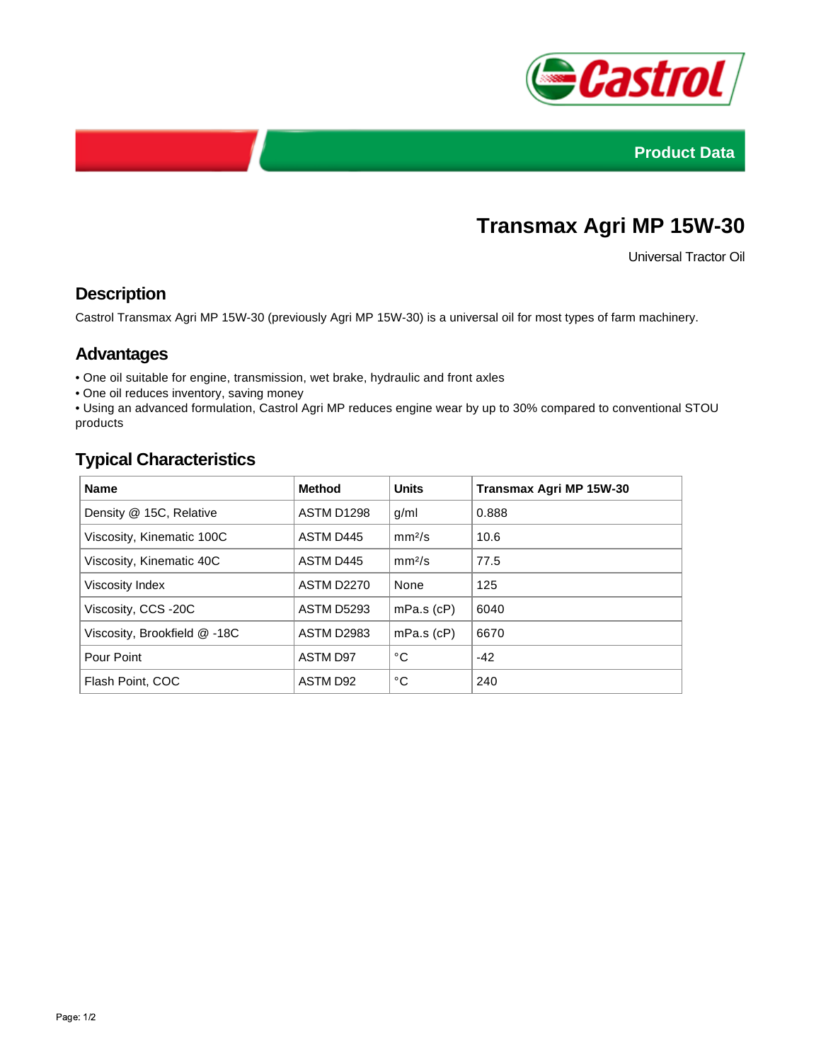Product Data

# Transmax Agri MP 15W-30

Universal Tractor Oil

## Description

Castrol Transmax Agri MP 15W-30 (previously Agri MP 15W-30) is a universal oil for most types of farm machinery.

## Advantages

- One oil suitable for engine, transmission, wet brake, hydraulic and front axles
- One oil reduces inventory, saving money
- Using an advanced formulation, Castrol Agri MP reduces engine wear by up to 30% compared to conventional STOU products

## Typical Characteristics

| Name | Method | Units | Transmax Agri MP 15W-30 |
|---|---|---|---|
| Density @ 15C, Relative | ASTM D1298 | g/ml | 0.888 |
| Viscosity, Kinematic 100C | ASTM D445 | mm²/s | 10.6 |
| Viscosity, Kinematic 40C | ASTM D445 | mm²/s | 77.5 |
| Viscosity Index | ASTM D2270 | None | 125 |
| Viscosity, CCS -20C | ASTM D5293 | mPa.s (cP) | 6040 |
| Viscosity, Brookfield @ -18C | ASTM D2983 | mPa.s (cP) | 6670 |
| Pour Point | ASTM D97 | °C | -42 |
| Flash Point, COC | ASTM D92 | °C | 240 |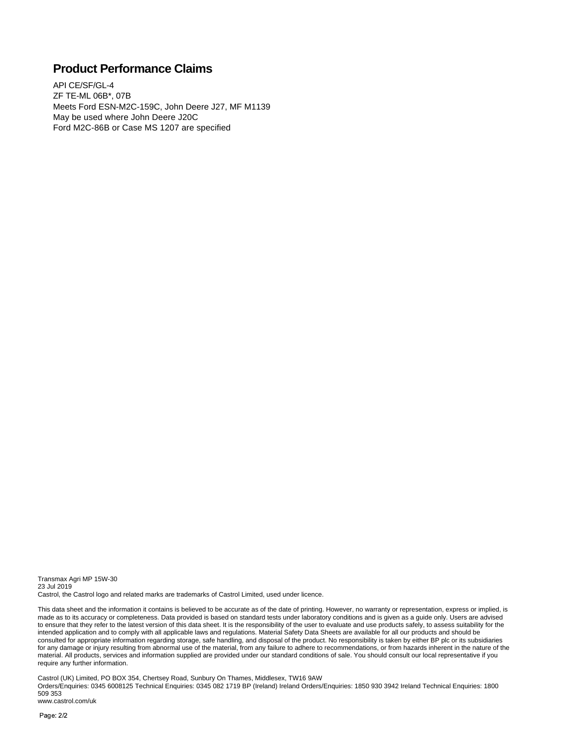## Product Performance Claims

API CE/SF/GL-4
ZF TE-ML 06B*, 07B
Meets Ford ESN-M2C-159C, John Deere J27, MF M1139
May be used where John Deere J20C
Ford M2C-86B or Case MS 1207 are specified

Transmax Agri MP 15W-30
23 Jul 2019
Castrol, the Castrol logo and related marks are trademarks of Castrol Limited, used under licence.

This data sheet and the information it contains is believed to be accurate as of the date of printing. However, no warranty or representation, express or implied, is made as to its accuracy or completeness. Data provided is based on standard tests under laboratory conditions and is given as a guide only. Users are advised to ensure that they refer to the latest version of this data sheet. It is the responsibility of the user to evaluate and use products safely, to assess suitability for the intended application and to comply with all applicable laws and regulations. Material Safety Data Sheets are available for all our products and should be consulted for appropriate information regarding storage, safe handling, and disposal of the product. No responsibility is taken by either BP plc or its subsidiaries for any damage or injury resulting from abnormal use of the material, from any failure to adhere to recommendations, or from hazards inherent in the nature of the material. All products, services and information supplied are provided under our standard conditions of sale. You should consult our local representative if you require any further information.

Castrol (UK) Limited, PO BOX 354, Chertsey Road, Sunbury On Thames, Middlesex, TW16 9AW
Orders/Enquiries: 0345 6008125 Technical Enquiries: 0345 082 1719 BP (Ireland) Ireland Orders/Enquiries: 1850 930 3942 Ireland Technical Enquiries: 1800 509 353
www.castrol.com/uk